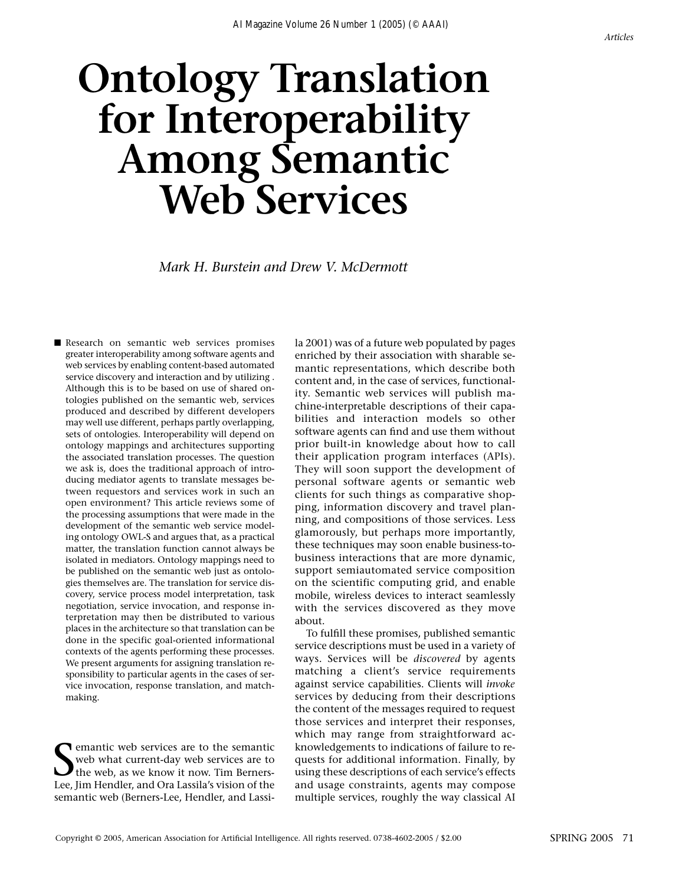# Ontology Translation for Interoperability Among Semantic Web Services

*Mark H. Burstein and Drew V. McDermott*

■ Research on semantic web services promises greater interoperability among software agents and web services by enabling content-based automated service discovery and interaction and by utilizing . Although this is to be based on use of shared ontologies published on the semantic web, services produced and described by different developers may well use different, perhaps partly overlapping, sets of ontologies. Interoperability will depend on ontology mappings and architectures supporting the associated translation processes. The question we ask is, does the traditional approach of introducing mediator agents to translate messages between requestors and services work in such an open environment? This article reviews some of the processing assumptions that were made in the development of the semantic web service modeling ontology OWL-S and argues that, as a practical matter, the translation function cannot always be isolated in mediators. Ontology mappings need to be published on the semantic web just as ontologies themselves are. The translation for service discovery, service process model interpretation, task negotiation, service invocation, and response interpretation may then be distributed to various places in the architecture so that translation can be done in the specific goal-oriented informational contexts of the agents performing these processes. We present arguments for assigning translation responsibility to particular agents in the cases of service invocation, response translation, and matchmaking.

Semantic web services are to the semantic web what current-day web services are to the web, as we know it now. Tim Berners-Lee, Jim Hendler, and Ora Lassila's vision of the semantic web (Berners-Lee, Hendler, and Lassila 2001) was of a future web populated by pages enriched by their association with sharable semantic representations, which describe both content and, in the case of services, functionality. Semantic web services will publish machine-interpretable descriptions of their capabilities and interaction models so other software agents can find and use them without prior built-in knowledge about how to call their application program interfaces (APIs). They will soon support the development of personal software agents or semantic web clients for such things as comparative shopping, information discovery and travel planning, and compositions of those services. Less glamorously, but perhaps more importantly, these techniques may soon enable business-to-business interactions that are more dynamic, support semiautomated service composition on the scientific computing grid, and enable mobile, wireless devices to interact seamlessly with the services discovered as they move about.

To fulfill these promises, published semantic service descriptions must be used in a variety of ways. Services will be *discovered* by agents matching a client's service requirements against service capabilities. Clients will *invoke* services by deducing from their descriptions the content of the messages required to request those services and interpret their responses, which may range from straightforward acknowledgements to indications of failure to requests for additional information. Finally, by using these descriptions of each service's effects and usage constraints, agents may compose multiple services, roughly the way classical AI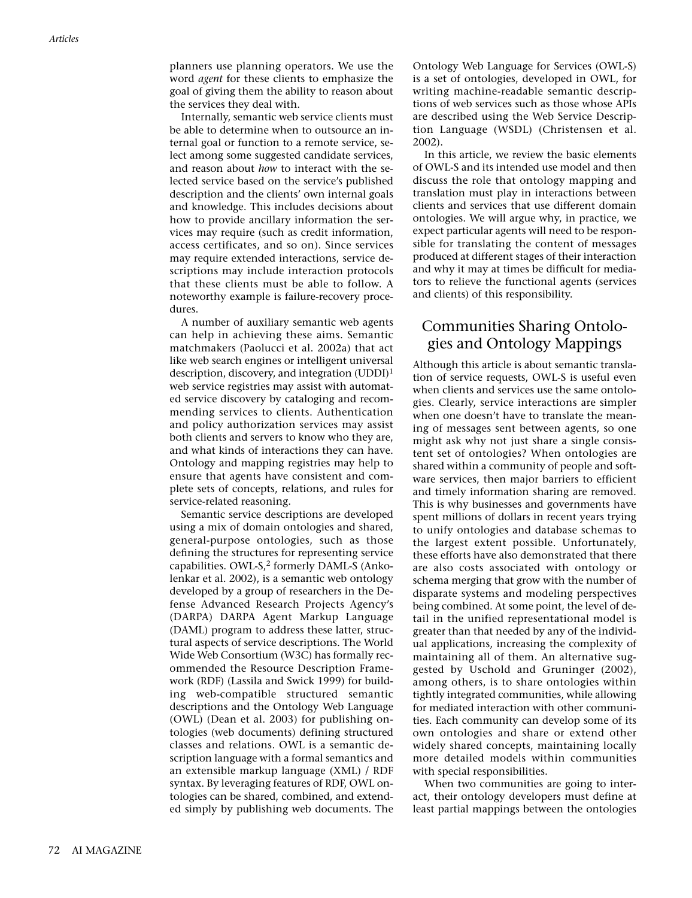planners use planning operators. We use the word *agent* for these clients to emphasize the goal of giving them the ability to reason about the services they deal with.

Internally, semantic web service clients must be able to determine when to outsource an internal goal or function to a remote service, select among some suggested candidate services, and reason about *how* to interact with the selected service based on the service's published description and the clients' own internal goals and knowledge. This includes decisions about how to provide ancillary information the services may require (such as credit information, access certificates, and so on). Since services may require extended interactions, service descriptions may include interaction protocols that these clients must be able to follow. A noteworthy example is failure-recovery procedures.

A number of auxiliary semantic web agents can help in achieving these aims. Semantic matchmakers (Paolucci et al. 2002a) that act like web search engines or intelligent universal description, discovery, and integration (UDDI)[1] web service registries may assist with automated service discovery by cataloging and recommending services to clients. Authentication and policy authorization services may assist both clients and servers to know who they are, and what kinds of interactions they can have. Ontology and mapping registries may help to ensure that agents have consistent and complete sets of concepts, relations, and rules for service-related reasoning.

Semantic service descriptions are developed using a mix of domain ontologies and shared, general-purpose ontologies, such as those defining the structures for representing service capabilities. OWL-S,[2] formerly DAML-S (Ankolenkar et al. 2002), is a semantic web ontology developed by a group of researchers in the Defense Advanced Research Projects Agency's (DARPA) DARPA Agent Markup Language (DAML) program to address these latter, structural aspects of service descriptions. The World Wide Web Consortium (W3C) has formally recommended the Resource Description Framework (RDF) (Lassila and Swick 1999) for building web-compatible structured semantic descriptions and the Ontology Web Language (OWL) (Dean et al. 2003) for publishing ontologies (web documents) defining structured classes and relations. OWL is a semantic description language with a formal semantics and an extensible markup language (XML) / RDF syntax. By leveraging features of RDF, OWL ontologies can be shared, combined, and extended simply by publishing web documents. The Ontology Web Language for Services (OWL-S) is a set of ontologies, developed in OWL, for writing machine-readable semantic descriptions of web services such as those whose APIs are described using the Web Service Description Language (WSDL) (Christensen et al. 2002).

In this article, we review the basic elements of OWL-S and its intended use model and then discuss the role that ontology mapping and translation must play in interactions between clients and services that use different domain ontologies. We will argue why, in practice, we expect particular agents will need to be responsible for translating the content of messages produced at different stages of their interaction and why it may at times be difficult for mediators to relieve the functional agents (services and clients) of this responsibility.

## Communities Sharing Ontologies and Ontology Mappings

Although this article is about semantic translation of service requests, OWL-S is useful even when clients and services use the same ontologies. Clearly, service interactions are simpler when one doesn't have to translate the meaning of messages sent between agents, so one might ask why not just share a single consistent set of ontologies? When ontologies are shared within a community of people and software services, then major barriers to efficient and timely information sharing are removed. This is why businesses and governments have spent millions of dollars in recent years trying to unify ontologies and database schemas to the largest extent possible. Unfortunately, these efforts have also demonstrated that there are also costs associated with ontology or schema merging that grow with the number of disparate systems and modeling perspectives being combined. At some point, the level of detail in the unified representational model is greater than that needed by any of the individual applications, increasing the complexity of maintaining all of them. An alternative suggested by Uschold and Gruninger (2002), among others, is to share ontologies within tightly integrated communities, while allowing for mediated interaction with other communities. Each community can develop some of its own ontologies and share or extend other widely shared concepts, maintaining locally more detailed models within communities with special responsibilities.

When two communities are going to interact, their ontology developers must define at least partial mappings between the ontologies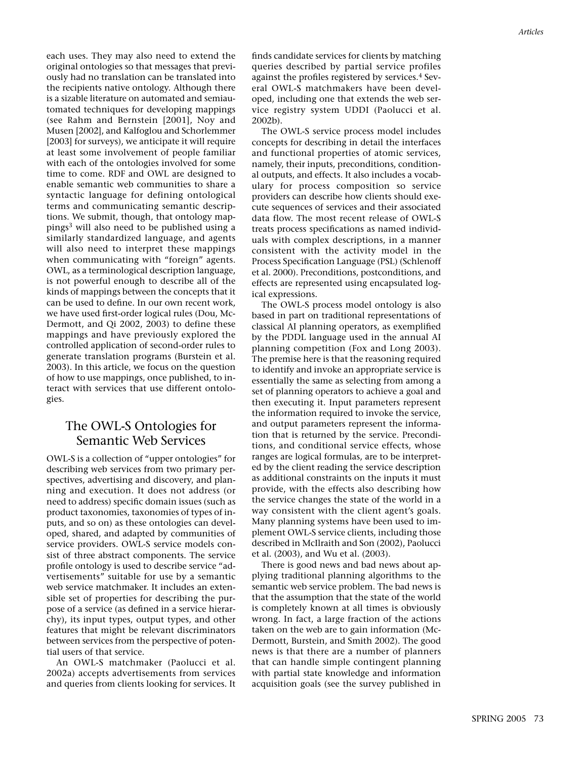each uses. They may also need to extend the original ontologies so that messages that previously had no translation can be translated into the recipients native ontology. Although there is a sizable literature on automated and semiautomated techniques for developing mappings (see Rahm and Bernstein [2001], Noy and Musen [2002], and Kalfoglou and Schorlemmer [2003] for surveys), we anticipate it will require at least some involvement of people familiar with each of the ontologies involved for some time to come. RDF and OWL are designed to enable semantic web communities to share a syntactic language for defining ontological terms and communicating semantic descriptions. We submit, though, that ontology mappings[3] will also need to be published using a similarly standardized language, and agents will also need to interpret these mappings when communicating with "foreign" agents. OWL, as a terminological description language, is not powerful enough to describe all of the kinds of mappings between the concepts that it can be used to define. In our own recent work, we have used first-order logical rules (Dou, McDermott, and Qi 2002, 2003) to define these mappings and have previously explored the controlled application of second-order rules to generate translation programs (Burstein et al. 2003). In this article, we focus on the question of how to use mappings, once published, to interact with services that use different ontologies.

## The OWL-S Ontologies for Semantic Web Services

OWL-S is a collection of "upper ontologies" for describing web services from two primary perspectives, advertising and discovery, and planning and execution. It does not address (or need to address) specific domain issues (such as product taxonomies, taxonomies of types of inputs, and so on) as these ontologies can developed, shared, and adapted by communities of service providers. OWL-S service models consist of three abstract components. The service profile ontology is used to describe service "advertisements" suitable for use by a semantic web service matchmaker. It includes an extensible set of properties for describing the purpose of a service (as defined in a service hierarchy), its input types, output types, and other features that might be relevant discriminators between services from the perspective of potential users of that service.

An OWL-S matchmaker (Paolucci et al. 2002a) accepts advertisements from services and queries from clients looking for services. It finds candidate services for clients by matching queries described by partial service profiles against the profiles registered by services.[4] Several OWL-S matchmakers have been developed, including one that extends the web service registry system UDDI (Paolucci et al. 2002b).

The OWL-S service process model includes concepts for describing in detail the interfaces and functional properties of atomic services, namely, their inputs, preconditions, conditional outputs, and effects. It also includes a vocabulary for process composition so service providers can describe how clients should execute sequences of services and their associated data flow. The most recent release of OWL-S treats process specifications as named individuals with complex descriptions, in a manner consistent with the activity model in the Process Specification Language (PSL) (Schlenoff et al. 2000). Preconditions, postconditions, and effects are represented using encapsulated logical expressions.

The OWL-S process model ontology is also based in part on traditional representations of classical AI planning operators, as exemplified by the PDDL language used in the annual AI planning competition (Fox and Long 2003). The premise here is that the reasoning required to identify and invoke an appropriate service is essentially the same as selecting from among a set of planning operators to achieve a goal and then executing it. Input parameters represent the information required to invoke the service, and output parameters represent the information that is returned by the service. Preconditions, and conditional service effects, whose ranges are logical formulas, are to be interpreted by the client reading the service description as additional constraints on the inputs it must provide, with the effects also describing how the service changes the state of the world in a way consistent with the client agent's goals. Many planning systems have been used to implement OWL-S service clients, including those described in McIlraith and Son (2002), Paolucci et al. (2003), and Wu et al. (2003).

There is good news and bad news about applying traditional planning algorithms to the semantic web service problem. The bad news is that the assumption that the state of the world is completely known at all times is obviously wrong. In fact, a large fraction of the actions taken on the web are to gain information (McDermott, Burstein, and Smith 2002). The good news is that there are a number of planners that can handle simple contingent planning with partial state knowledge and information acquisition goals (see the survey published in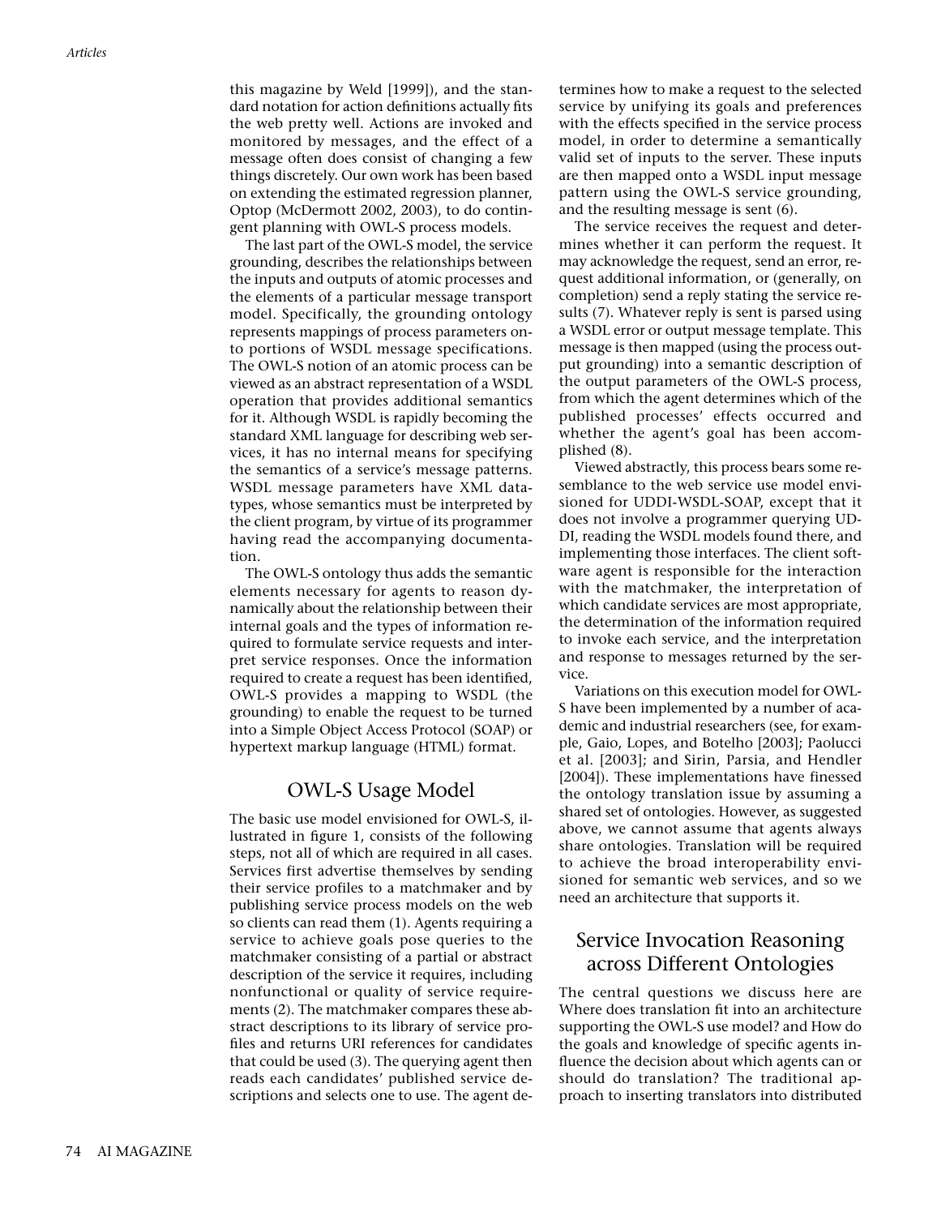this magazine by Weld [1999]), and the standard notation for action definitions actually fits the web pretty well. Actions are invoked and monitored by messages, and the effect of a message often does consist of changing a few things discretely. Our own work has been based on extending the estimated regression planner, Optop (McDermott 2002, 2003), to do contingent planning with OWL-S process models.

The last part of the OWL-S model, the service grounding, describes the relationships between the inputs and outputs of atomic processes and the elements of a particular message transport model. Specifically, the grounding ontology represents mappings of process parameters onto portions of WSDL message specifications. The OWL-S notion of an atomic process can be viewed as an abstract representation of a WSDL operation that provides additional semantics for it. Although WSDL is rapidly becoming the standard XML language for describing web services, it has no internal means for specifying the semantics of a service's message patterns. WSDL message parameters have XML datatypes, whose semantics must be interpreted by the client program, by virtue of its programmer having read the accompanying documentation.

The OWL-S ontology thus adds the semantic elements necessary for agents to reason dynamically about the relationship between their internal goals and the types of information required to formulate service requests and interpret service responses. Once the information required to create a request has been identified, OWL-S provides a mapping to WSDL (the grounding) to enable the request to be turned into a Simple Object Access Protocol (SOAP) or hypertext markup language (HTML) format.

## OWL-S Usage Model

The basic use model envisioned for OWL-S, illustrated in figure 1, consists of the following steps, not all of which are required in all cases. Services first advertise themselves by sending their service profiles to a matchmaker and by publishing service process models on the web so clients can read them (1). Agents requiring a service to achieve goals pose queries to the matchmaker consisting of a partial or abstract description of the service it requires, including nonfunctional or quality of service requirements (2). The matchmaker compares these abstract descriptions to its library of service profiles and returns URI references for candidates that could be used (3). The querying agent then reads each candidates' published service descriptions and selects one to use. The agent determines how to make a request to the selected service by unifying its goals and preferences with the effects specified in the service process model, in order to determine a semantically valid set of inputs to the server. These inputs are then mapped onto a WSDL input message pattern using the OWL-S service grounding, and the resulting message is sent (6).

The service receives the request and determines whether it can perform the request. It may acknowledge the request, send an error, request additional information, or (generally, on completion) send a reply stating the service results (7). Whatever reply is sent is parsed using a WSDL error or output message template. This message is then mapped (using the process output grounding) into a semantic description of the output parameters of the OWL-S process, from which the agent determines which of the published processes' effects occurred and whether the agent's goal has been accomplished (8).

Viewed abstractly, this process bears some resemblance to the web service use model envisioned for UDDI-WSDL-SOAP, except that it does not involve a programmer querying UDDI, reading the WSDL models found there, and implementing those interfaces. The client software agent is responsible for the interaction with the matchmaker, the interpretation of which candidate services are most appropriate, the determination of the information required to invoke each service, and the interpretation and response to messages returned by the service.

Variations on this execution model for OWL-S have been implemented by a number of academic and industrial researchers (see, for example, Gaio, Lopes, and Botelho [2003]; Paolucci et al. [2003]; and Sirin, Parsia, and Hendler [2004]). These implementations have finessed the ontology translation issue by assuming a shared set of ontologies. However, as suggested above, we cannot assume that agents always share ontologies. Translation will be required to achieve the broad interoperability envisioned for semantic web services, and so we need an architecture that supports it.

## Service Invocation Reasoning across Different Ontologies

The central questions we discuss here are Where does translation fit into an architecture supporting the OWL-S use model? and How do the goals and knowledge of specific agents influence the decision about which agents can or should do translation? The traditional approach to inserting translators into distributed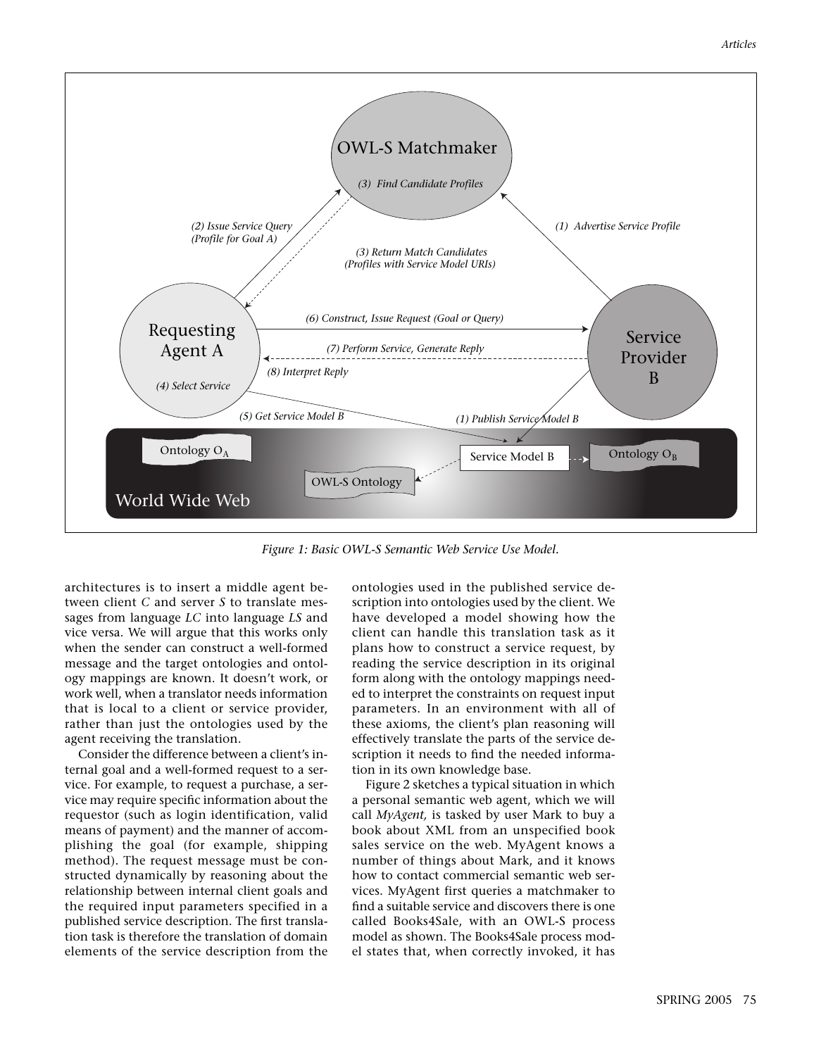Figure 1: Basic OWL-S Semantic Web Service Use Model.

architectures is to insert a middle agent between client *C* and server *S* to translate messages from language *LC* into language *LS* and vice versa. We will argue that this works only when the sender can construct a well-formed message and the target ontologies and ontology mappings are known. It doesn't work, or work well, when a translator needs information that is local to a client or service provider, rather than just the ontologies used by the agent receiving the translation.

Consider the difference between a client's internal goal and a well-formed request to a service. For example, to request a purchase, a service may require specific information about the requestor (such as login identification, valid means of payment) and the manner of accomplishing the goal (for example, shipping method). The request message must be constructed dynamically by reasoning about the relationship between internal client goals and the required input parameters specified in a published service description. The first translation task is therefore the translation of domain elements of the service description from the ontologies used in the published service description into ontologies used by the client. We have developed a model showing how the client can handle this translation task as it plans how to construct a service request, by reading the service description in its original form along with the ontology mappings needed to interpret the constraints on request input parameters. In an environment with all of these axioms, the client's plan reasoning will effectively translate the parts of the service description it needs to find the needed information in its own knowledge base.

Figure 2 sketches a typical situation in which a personal semantic web agent, which we will call *MyAgent,* is tasked by user Mark to buy a book about XML from an unspecified book sales service on the web. MyAgent knows a number of things about Mark, and it knows how to contact commercial semantic web services. MyAgent first queries a matchmaker to find a suitable service and discovers there is one called Books4Sale, with an OWL-S process model as shown. The Books4Sale process model states that, when correctly invoked, it has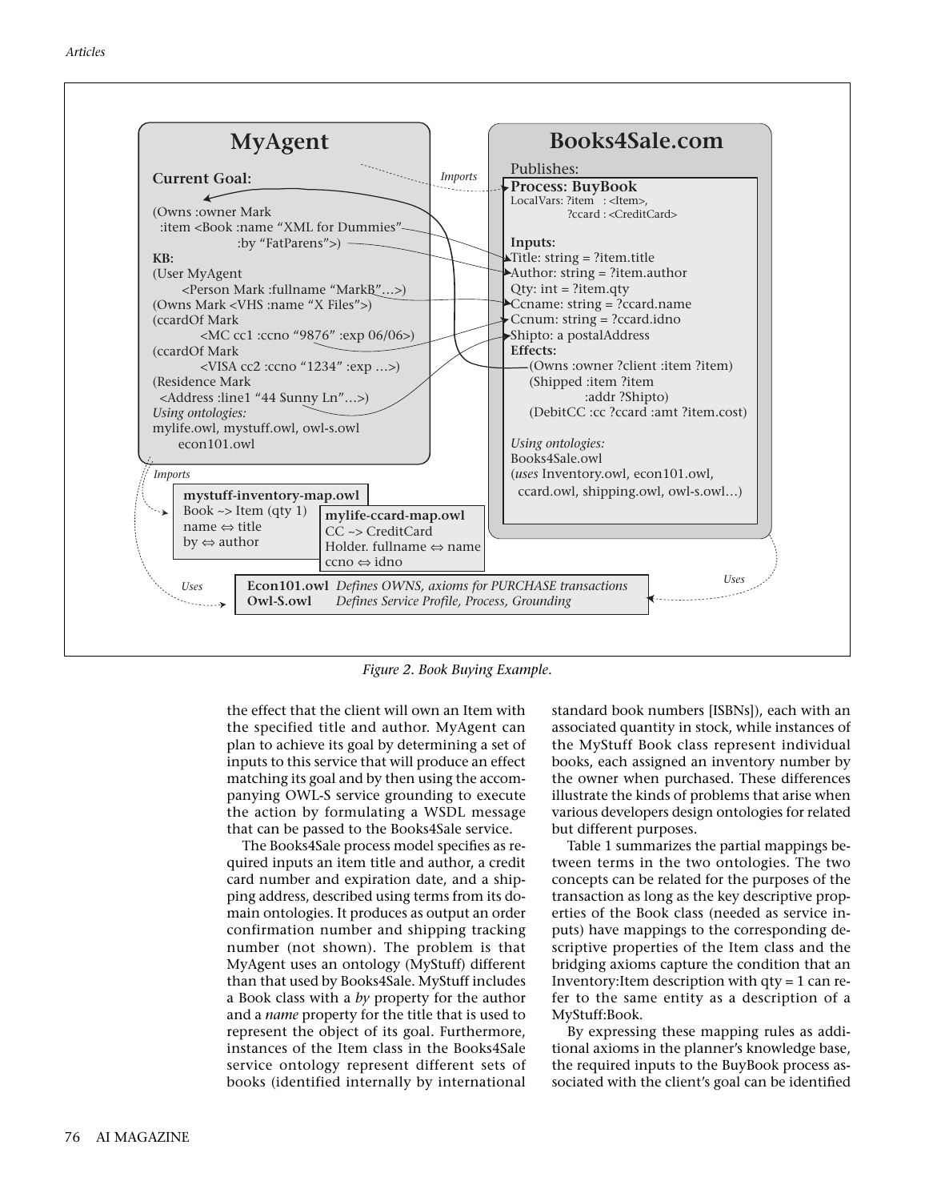**MyAgent**

**Current Goal:**

(Owns :owner Mark
 :item <Book :name "XML for Dummies"
 :by "FatParens">)

**KB:**

(User MyAgent
 <Person Mark :fullname "MarkB"…>)
(Owns Mark <VHS :name "X Files">)
(ccardOf Mark
 <MC cc1 :ccno "9876" :exp 06/06>)
(ccardOf Mark
 <VISA cc2 :ccno "1234" :exp …>)
(Residence Mark
 <Address :line1 "44 Sunny Ln"…>)

*Using ontologies:*
mylife.owl, mystuff.owl, owl-s.owl
econ101.owl

**Books4Sale.com**

Publishes:

**Process: BuyBook**
LocalVars: ?item : <Item>,
 ?ccard : <CreditCard>

**Inputs:**
Title: string = ?item.title
Author: string = ?item.author
Qty: int = ?item.qty
Ccname: string = ?ccard.name
Ccnum: string = ?ccard.idno
Shipto: a postalAddress

**Effects:**
(Owns :owner ?client :item ?item)
(Shipped :item ?item
 :addr ?Shipto)
(DebitCC :cc ?ccard :amt ?item.cost)

*Using ontologies:*
Books4Sale.owl
(*uses* Inventory.owl, econ101.owl,
ccard.owl, shipping.owl, owl-s.owl…)

*Imports*

**mystuff-inventory-map.owl**
Book ~> Item (qty 1)
name ⇔ title
by ⇔ author

**mylife-ccard-map.owl**
CC ~> CreditCard
Holder. fullname ⇔ name
ccno ⇔ idno

*Uses*

**Econ101.owl** *Defines OWNS, axioms for PURCHASE transactions*
**Owl-S.owl** *Defines Service Profile, Process, Grounding*

*Figure 2. Book Buying Example.*

the effect that the client will own an Item with the specified title and author. MyAgent can plan to achieve its goal by determining a set of inputs to this service that will produce an effect matching its goal and by then using the accompanying OWL-S service grounding to execute the action by formulating a WSDL message that can be passed to the Books4Sale service.

The Books4Sale process model specifies as required inputs an item title and author, a credit card number and expiration date, and a shipping address, described using terms from its domain ontologies. It produces as output an order confirmation number and shipping tracking number (not shown). The problem is that MyAgent uses an ontology (MyStuff) different than that used by Books4Sale. MyStuff includes a Book class with a *by* property for the author and a *name* property for the title that is used to represent the object of its goal. Furthermore, instances of the Item class in the Books4Sale service ontology represent different sets of books (identified internally by international standard book numbers [ISBNs]), each with an associated quantity in stock, while instances of the MyStuff Book class represent individual books, each assigned an inventory number by the owner when purchased. These differences illustrate the kinds of problems that arise when various developers design ontologies for related but different purposes.

Table 1 summarizes the partial mappings between terms in the two ontologies. The two concepts can be related for the purposes of the transaction as long as the key descriptive properties of the Book class (needed as service inputs) have mappings to the corresponding descriptive properties of the Item class and the bridging axioms capture the condition that an Inventory:Item description with qty = 1 can refer to the same entity as a description of a MyStuff:Book.

By expressing these mapping rules as additional axioms in the planner's knowledge base, the required inputs to the BuyBook process associated with the client's goal can be identified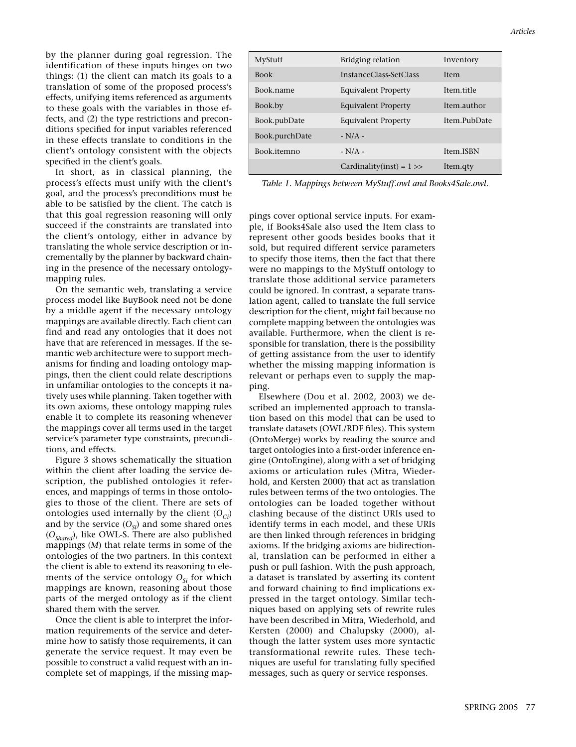by the planner during goal regression. The identification of these inputs hinges on two things: (1) the client can match its goals to a translation of some of the proposed process's effects, unifying items referenced as arguments to these goals with the variables in those effects, and (2) the type restrictions and preconditions specified for input variables referenced in these effects translate to conditions in the client's ontology consistent with the objects specified in the client's goals.

In short, as in classical planning, the process's effects must unify with the client's goal, and the process's preconditions must be able to be satisfied by the client. The catch is that this goal regression reasoning will only succeed if the constraints are translated into the client's ontology, either in advance by translating the whole service description or incrementally by the planner by backward chaining in the presence of the necessary ontology-mapping rules.

On the semantic web, translating a service process model like BuyBook need not be done by a middle agent if the necessary ontology mappings are available directly. Each client can find and read any ontologies that it does not have that are referenced in messages. If the semantic web architecture were to support mechanisms for finding and loading ontology mappings, then the client could relate descriptions in unfamiliar ontologies to the concepts it natively uses while planning. Taken together with its own axioms, these ontology mapping rules enable it to complete its reasoning whenever the mappings cover all terms used in the target service's parameter type constraints, preconditions, and effects.

Figure 3 shows schematically the situation within the client after loading the service description, the published ontologies it references, and mappings of terms in those ontologies to those of the client. There are sets of ontologies used internally by the client ($O_{Ci}$) and by the service ($O_{Si}$) and some shared ones ($O_{Shared}$), like OWL-S. There are also published mappings ($M$) that relate terms in some of the ontologies of the two partners. In this context the client is able to extend its reasoning to elements of the service ontology $O_{Si}$ for which mappings are known, reasoning about those parts of the merged ontology as if the client shared them with the server.

Once the client is able to interpret the information requirements of the service and determine how to satisfy those requirements, it can generate the service request. It may even be possible to construct a valid request with an incomplete set of mappings, if the missing mappings cover optional service inputs. For example, if Books4Sale also used the Item class to represent other goods besides books that it sold, but required different service parameters to specify those items, then the fact that there were no mappings to the MyStuff ontology to translate those additional service parameters could be ignored. In contrast, a separate translation agent, called to translate the full service description for the client, might fail because no complete mapping between the ontologies was available. Furthermore, when the client is responsible for translation, there is the possibility of getting assistance from the user to identify whether the missing mapping information is relevant or perhaps even to supply the mapping.

| MyStuff | Bridging relation | Inventory |
|---|---|---|
| Book | InstanceClass-SetClass | Item |
| Book.name | Equivalent Property | Item.title |
| Book.by | Equivalent Property | Item.author |
| Book.pubDate | Equivalent Property | Item.PubDate |
| Book.purchDate | - N/A - | |
| Book.itemno | - N/A - | Item.ISBN |
| | Cardinality(inst) = 1 >> | Item.qty |

*Table 1. Mappings between MyStuff.owl and Books4Sale.owl.*

Elsewhere (Dou et al. 2002, 2003) we described an implemented approach to translation based on this model that can be used to translate datasets (OWL/RDF files). This system (OntoMerge) works by reading the source and target ontologies into a first-order inference engine (OntoEngine), along with a set of bridging axioms or articulation rules (Mitra, Wiederhold, and Kersten 2000) that act as translation rules between terms of the two ontologies. The ontologies can be loaded together without clashing because of the distinct URIs used to identify terms in each model, and these URIs are then linked through references in bridging axioms. If the bridging axioms are bidirectional, translation can be performed in either a push or pull fashion. With the push approach, a dataset is translated by asserting its content and forward chaining to find implications expressed in the target ontology. Similar techniques based on applying sets of rewrite rules have been described in Mitra, Wiederhold, and Kersten (2000) and Chalupsky (2000), although the latter system uses more syntactic transformational rewrite rules. These techniques are useful for translating fully specified messages, such as query or service responses.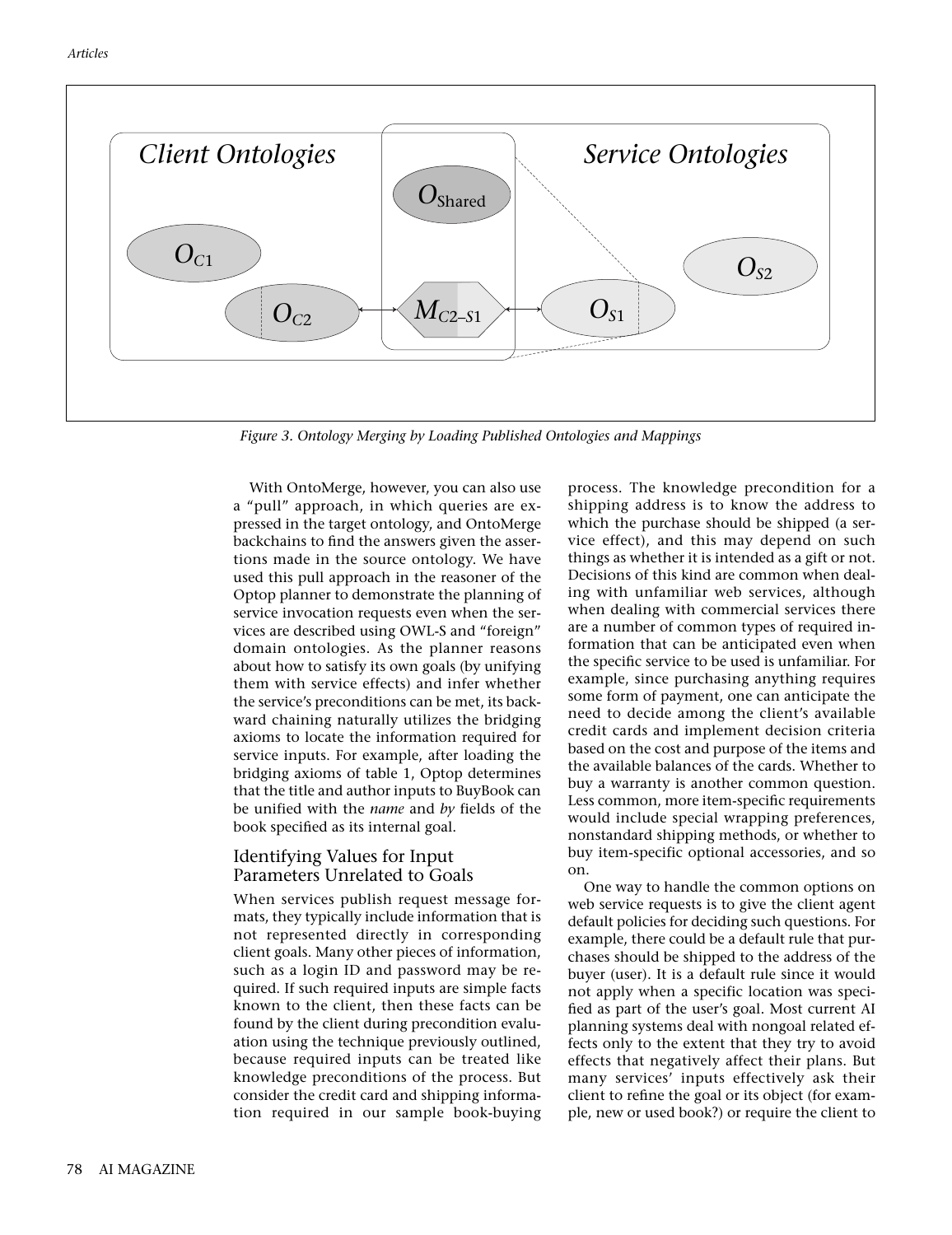Figure 3. Ontology Merging by Loading Published Ontologies and Mappings

With OntoMerge, however, you can also use a "pull" approach, in which queries are expressed in the target ontology, and OntoMerge backchains to find the answers given the assertions made in the source ontology. We have used this pull approach in the reasoner of the Optop planner to demonstrate the planning of service invocation requests even when the services are described using OWL-S and "foreign" domain ontologies. As the planner reasons about how to satisfy its own goals (by unifying them with service effects) and infer whether the service's preconditions can be met, its backward chaining naturally utilizes the bridging axioms to locate the information required for service inputs. For example, after loading the bridging axioms of table 1, Optop determines that the title and author inputs to BuyBook can be unified with the *name* and *by* fields of the book specified as its internal goal.

## Identifying Values for Input Parameters Unrelated to Goals

When services publish request message formats, they typically include information that is not represented directly in corresponding client goals. Many other pieces of information, such as a login ID and password may be required. If such required inputs are simple facts known to the client, then these facts can be found by the client during precondition evaluation using the technique previously outlined, because required inputs can be treated like knowledge preconditions of the process. But consider the credit card and shipping information required in our sample book-buying process. The knowledge precondition for a shipping address is to know the address to which the purchase should be shipped (a service effect), and this may depend on such things as whether it is intended as a gift or not. Decisions of this kind are common when dealing with unfamiliar web services, although when dealing with commercial services there are a number of common types of required information that can be anticipated even when the specific service to be used is unfamiliar. For example, since purchasing anything requires some form of payment, one can anticipate the need to decide among the client's available credit cards and implement decision criteria based on the cost and purpose of the items and the available balances of the cards. Whether to buy a warranty is another common question. Less common, more item-specific requirements would include special wrapping preferences, nonstandard shipping methods, or whether to buy item-specific optional accessories, and so on.

One way to handle the common options on web service requests is to give the client agent default policies for deciding such questions. For example, there could be a default rule that purchases should be shipped to the address of the buyer (user). It is a default rule since it would not apply when a specific location was specified as part of the user's goal. Most current AI planning systems deal with nongoal related effects only to the extent that they try to avoid effects that negatively affect their plans. But many services' inputs effectively ask their client to refine the goal or its object (for example, new or used book?) or require the client to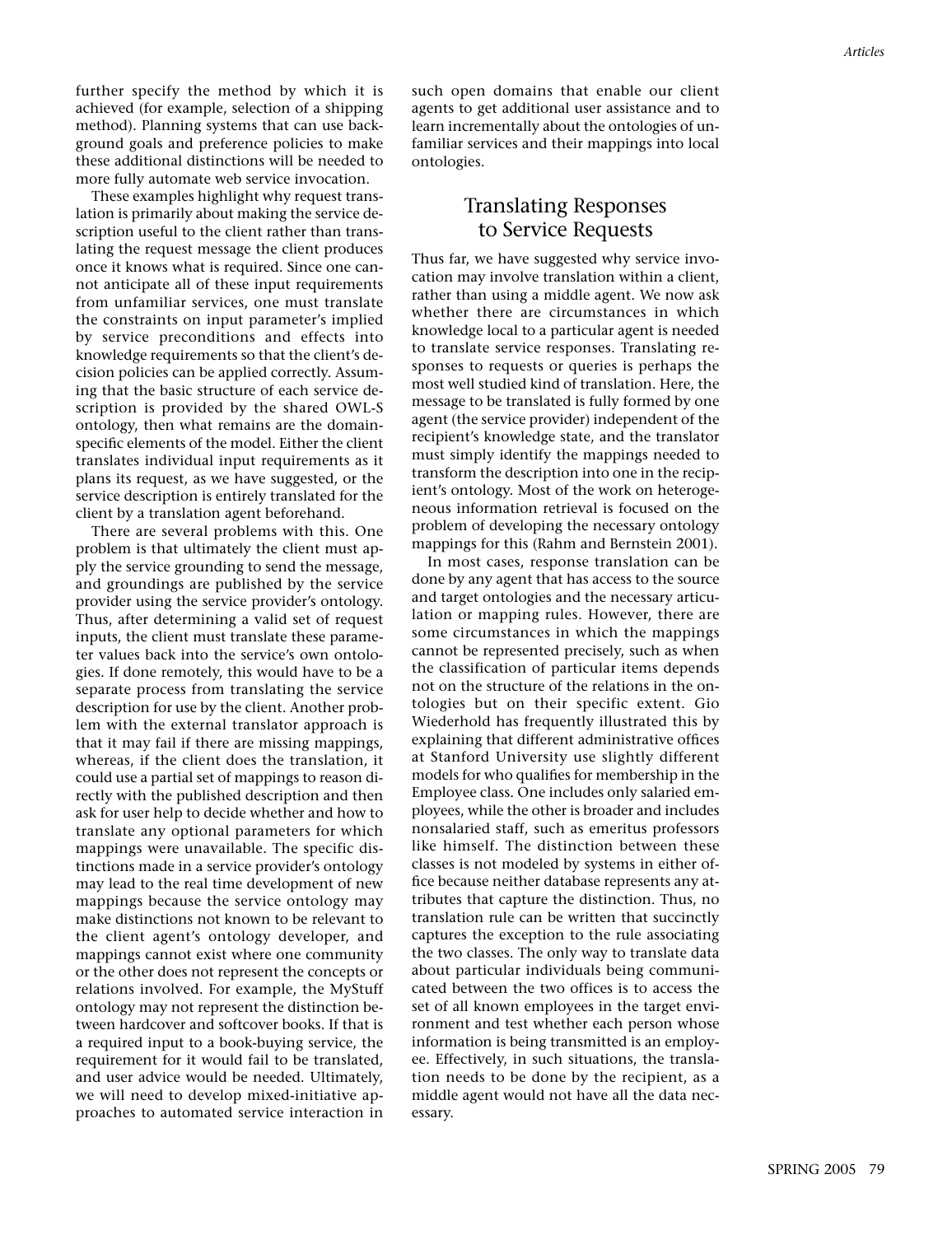further specify the method by which it is achieved (for example, selection of a shipping method). Planning systems that can use background goals and preference policies to make these additional distinctions will be needed to more fully automate web service invocation.

These examples highlight why request translation is primarily about making the service description useful to the client rather than translating the request message the client produces once it knows what is required. Since one cannot anticipate all of these input requirements from unfamiliar services, one must translate the constraints on input parameter's implied by service preconditions and effects into knowledge requirements so that the client's decision policies can be applied correctly. Assuming that the basic structure of each service description is provided by the shared OWL-S ontology, then what remains are the domain-specific elements of the model. Either the client translates individual input requirements as it plans its request, as we have suggested, or the service description is entirely translated for the client by a translation agent beforehand.

There are several problems with this. One problem is that ultimately the client must apply the service grounding to send the message, and groundings are published by the service provider using the service provider's ontology. Thus, after determining a valid set of request inputs, the client must translate these parameter values back into the service's own ontologies. If done remotely, this would have to be a separate process from translating the service description for use by the client. Another problem with the external translator approach is that it may fail if there are missing mappings, whereas, if the client does the translation, it could use a partial set of mappings to reason directly with the published description and then ask for user help to decide whether and how to translate any optional parameters for which mappings were unavailable. The specific distinctions made in a service provider's ontology may lead to the real time development of new mappings because the service ontology may make distinctions not known to be relevant to the client agent's ontology developer, and mappings cannot exist where one community or the other does not represent the concepts or relations involved. For example, the MyStuff ontology may not represent the distinction between hardcover and softcover books. If that is a required input to a book-buying service, the requirement for it would fail to be translated, and user advice would be needed. Ultimately, we will need to develop mixed-initiative approaches to automated service interaction in such open domains that enable our client agents to get additional user assistance and to learn incrementally about the ontologies of unfamiliar services and their mappings into local ontologies.

## Translating Responses to Service Requests

Thus far, we have suggested why service invocation may involve translation within a client, rather than using a middle agent. We now ask whether there are circumstances in which knowledge local to a particular agent is needed to translate service responses. Translating responses to requests or queries is perhaps the most well studied kind of translation. Here, the message to be translated is fully formed by one agent (the service provider) independent of the recipient's knowledge state, and the translator must simply identify the mappings needed to transform the description into one in the recipient's ontology. Most of the work on heterogeneous information retrieval is focused on the problem of developing the necessary ontology mappings for this (Rahm and Bernstein 2001).

In most cases, response translation can be done by any agent that has access to the source and target ontologies and the necessary articulation or mapping rules. However, there are some circumstances in which the mappings cannot be represented precisely, such as when the classification of particular items depends not on the structure of the relations in the ontologies but on their specific extent. Gio Wiederhold has frequently illustrated this by explaining that different administrative offices at Stanford University use slightly different models for who qualifies for membership in the Employee class. One includes only salaried employees, while the other is broader and includes nonsalaried staff, such as emeritus professors like himself. The distinction between these classes is not modeled by systems in either office because neither database represents any attributes that capture the distinction. Thus, no translation rule can be written that succinctly captures the exception to the rule associating the two classes. The only way to translate data about particular individuals being communicated between the two offices is to access the set of all known employees in the target environment and test whether each person whose information is being transmitted is an employee. Effectively, in such situations, the translation needs to be done by the recipient, as a middle agent would not have all the data necessary.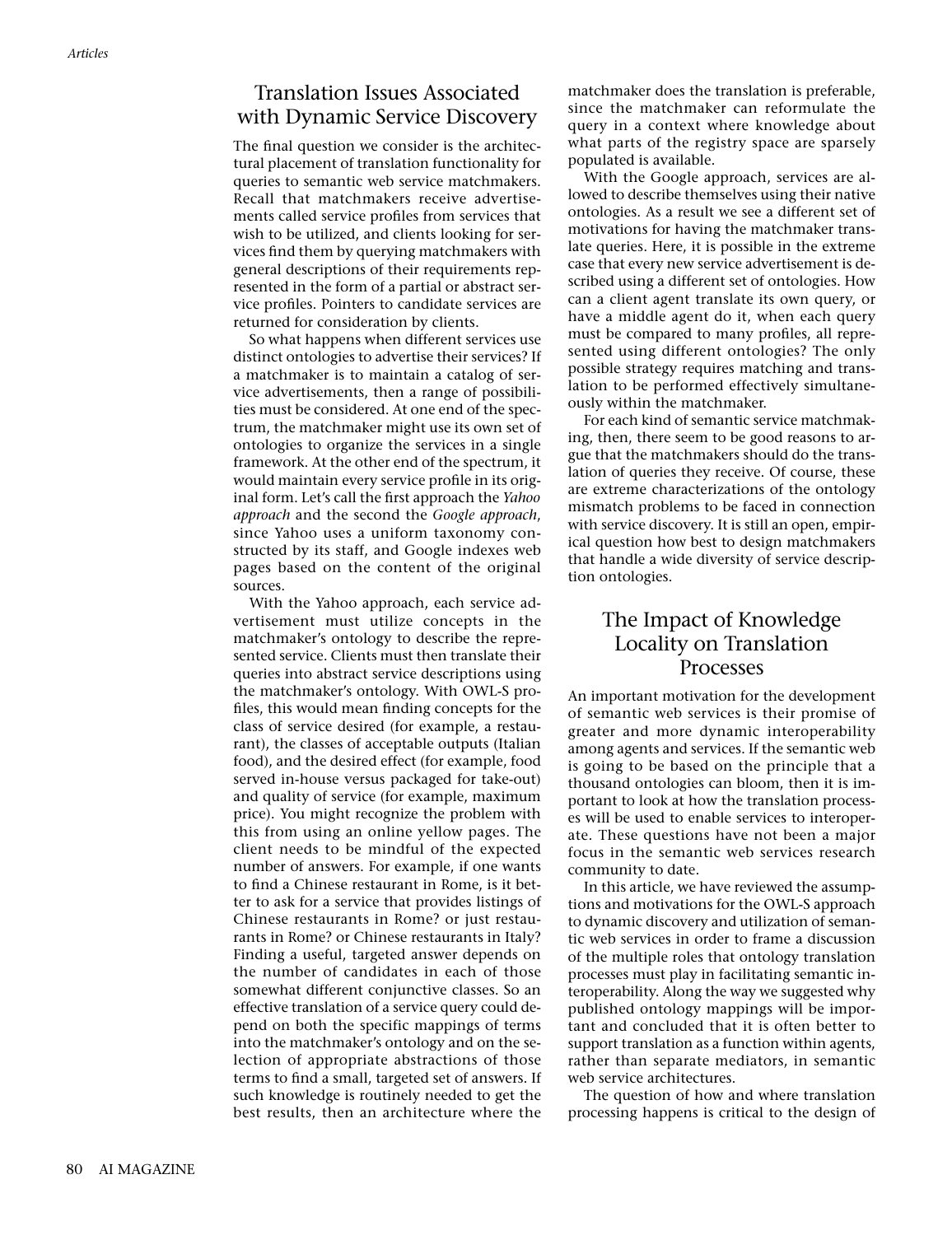## Translation Issues Associated with Dynamic Service Discovery

The final question we consider is the architectural placement of translation functionality for queries to semantic web service matchmakers. Recall that matchmakers receive advertisements called service profiles from services that wish to be utilized, and clients looking for services find them by querying matchmakers with general descriptions of their requirements represented in the form of a partial or abstract service profiles. Pointers to candidate services are returned for consideration by clients.

So what happens when different services use distinct ontologies to advertise their services? If a matchmaker is to maintain a catalog of service advertisements, then a range of possibilities must be considered. At one end of the spectrum, the matchmaker might use its own set of ontologies to organize the services in a single framework. At the other end of the spectrum, it would maintain every service profile in its original form. Let's call the first approach the *Yahoo approach* and the second the *Google approach*, since Yahoo uses a uniform taxonomy constructed by its staff, and Google indexes web pages based on the content of the original sources.

With the Yahoo approach, each service advertisement must utilize concepts in the matchmaker's ontology to describe the represented service. Clients must then translate their queries into abstract service descriptions using the matchmaker's ontology. With OWL-S profiles, this would mean finding concepts for the class of service desired (for example, a restaurant), the classes of acceptable outputs (Italian food), and the desired effect (for example, food served in-house versus packaged for take-out) and quality of service (for example, maximum price). You might recognize the problem with this from using an online yellow pages. The client needs to be mindful of the expected number of answers. For example, if one wants to find a Chinese restaurant in Rome, is it better to ask for a service that provides listings of Chinese restaurants in Rome? or just restaurants in Rome? or Chinese restaurants in Italy? Finding a useful, targeted answer depends on the number of candidates in each of those somewhat different conjunctive classes. So an effective translation of a service query could depend on both the specific mappings of terms into the matchmaker's ontology and on the selection of appropriate abstractions of those terms to find a small, targeted set of answers. If such knowledge is routinely needed to get the best results, then an architecture where the matchmaker does the translation is preferable, since the matchmaker can reformulate the query in a context where knowledge about what parts of the registry space are sparsely populated is available.

With the Google approach, services are allowed to describe themselves using their native ontologies. As a result we see a different set of motivations for having the matchmaker translate queries. Here, it is possible in the extreme case that every new service advertisement is described using a different set of ontologies. How can a client agent translate its own query, or have a middle agent do it, when each query must be compared to many profiles, all represented using different ontologies? The only possible strategy requires matching and translation to be performed effectively simultaneously within the matchmaker.

For each kind of semantic service matchmaking, then, there seem to be good reasons to argue that the matchmakers should do the translation of queries they receive. Of course, these are extreme characterizations of the ontology mismatch problems to be faced in connection with service discovery. It is still an open, empirical question how best to design matchmakers that handle a wide diversity of service description ontologies.

## The Impact of Knowledge Locality on Translation Processes

An important motivation for the development of semantic web services is their promise of greater and more dynamic interoperability among agents and services. If the semantic web is going to be based on the principle that a thousand ontologies can bloom, then it is important to look at how the translation processes will be used to enable services to interoperate. These questions have not been a major focus in the semantic web services research community to date.

In this article, we have reviewed the assumptions and motivations for the OWL-S approach to dynamic discovery and utilization of semantic web services in order to frame a discussion of the multiple roles that ontology translation processes must play in facilitating semantic interoperability. Along the way we suggested why published ontology mappings will be important and concluded that it is often better to support translation as a function within agents, rather than separate mediators, in semantic web service architectures.

The question of how and where translation processing happens is critical to the design of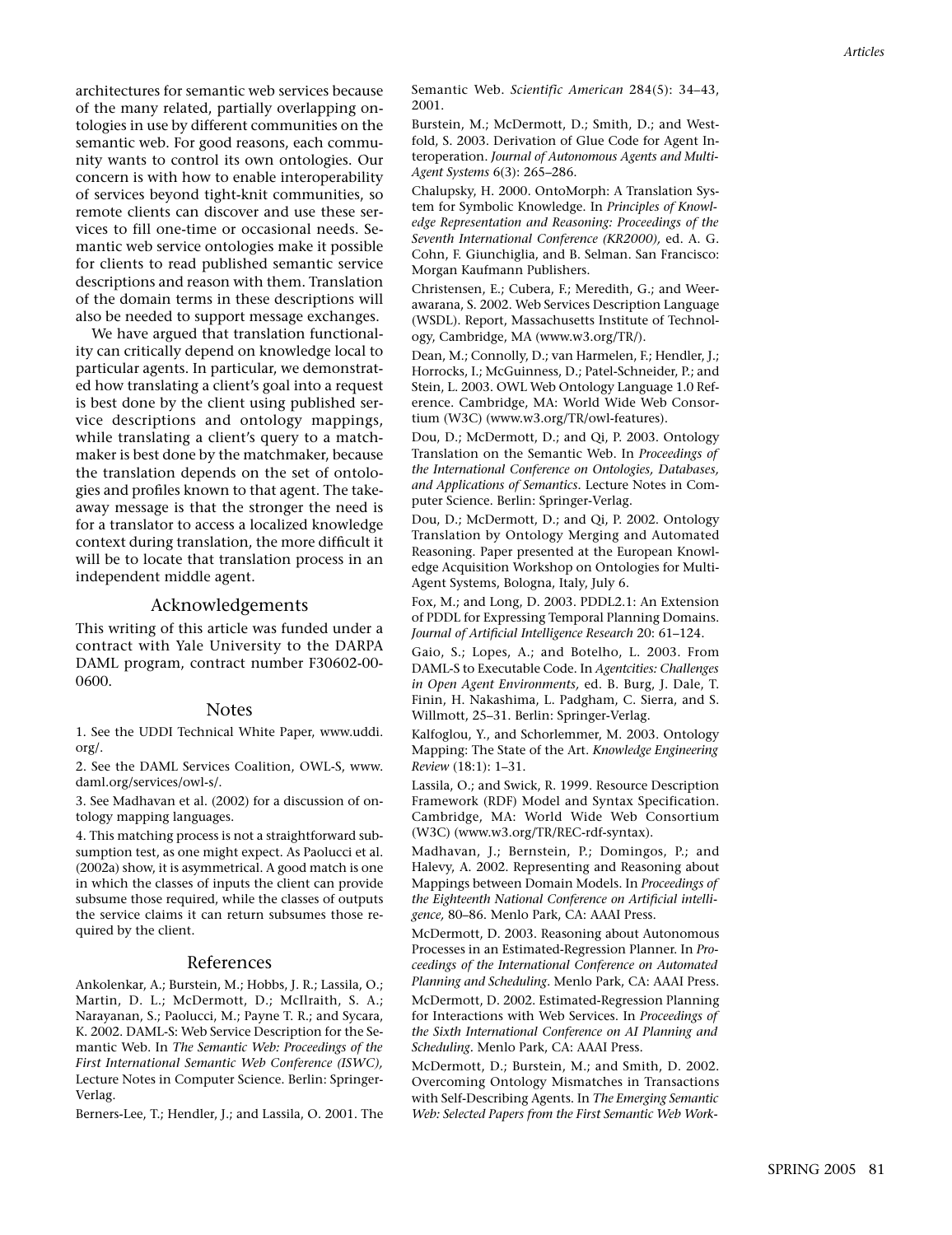architectures for semantic web services because of the many related, partially overlapping ontologies in use by different communities on the semantic web. For good reasons, each community wants to control its own ontologies. Our concern is with how to enable interoperability of services beyond tight-knit communities, so remote clients can discover and use these services to fill one-time or occasional needs. Semantic web service ontologies make it possible for clients to read published semantic service descriptions and reason with them. Translation of the domain terms in these descriptions will also be needed to support message exchanges.

We have argued that translation functionality can critically depend on knowledge local to particular agents. In particular, we demonstrated how translating a client's goal into a request is best done by the client using published service descriptions and ontology mappings, while translating a client's query to a matchmaker is best done by the matchmaker, because the translation depends on the set of ontologies and profiles known to that agent. The takeaway message is that the stronger the need is for a translator to access a localized knowledge context during translation, the more difficult it will be to locate that translation process in an independent middle agent.

## Acknowledgements

This writing of this article was funded under a contract with Yale University to the DARPA DAML program, contract number F30602-00-0600.

## Notes

1. See the UDDI Technical White Paper, www.uddi.org/.

2. See the DAML Services Coalition, OWL-S, www.daml.org/services/owl-s/.

3. See Madhavan et al. (2002) for a discussion of ontology mapping languages.

4. This matching process is not a straightforward subsumption test, as one might expect. As Paolucci et al. (2002a) show, it is asymmetrical. A good match is one in which the classes of inputs the client can provide subsume those required, while the classes of outputs the service claims it can return subsumes those required by the client.

## References

Ankolenkar, A.; Burstein, M.; Hobbs, J. R.; Lassila, O.; Martin, D. L.; McDermott, D.; McIlraith, S. A.; Narayanan, S.; Paolucci, M.; Payne T. R.; and Sycara, K. 2002. DAML-S: Web Service Description for the Semantic Web. In *The Semantic Web: Proceedings of the First International Semantic Web Conference (ISWC),* Lecture Notes in Computer Science. Berlin: Springer-Verlag.

Berners-Lee, T.; Hendler, J.; and Lassila, O. 2001. The Semantic Web. *Scientific American* 284(5): 34–43, 2001.

Burstein, M.; McDermott, D.; Smith, D.; and Westfold, S. 2003. Derivation of Glue Code for Agent Interoperation. *Journal of Autonomous Agents and Multi-Agent Systems* 6(3): 265–286.

Chalupsky, H. 2000. OntoMorph: A Translation System for Symbolic Knowledge. In *Principles of Knowledge Representation and Reasoning: Proceedings of the Seventh International Conference (KR2000),* ed. A. G. Cohn, F. Giunchiglia, and B. Selman. San Francisco: Morgan Kaufmann Publishers.

Christensen, E.; Cubera, F.; Meredith, G.; and Weerawarana, S. 2002. Web Services Description Language (WSDL). Report, Massachusetts Institute of Technology, Cambridge, MA (www.w3.org/TR/).

Dean, M.; Connolly, D.; van Harmelen, F.; Hendler, J.; Horrocks, I.; McGuinness, D.; Patel-Schneider, P.; and Stein, L. 2003. OWL Web Ontology Language 1.0 Reference. Cambridge, MA: World Wide Web Consortium (W3C) (www.w3.org/TR/owl-features).

Dou, D.; McDermott, D.; and Qi, P. 2003. Ontology Translation on the Semantic Web. In *Proceedings of the International Conference on Ontologies, Databases, and Applications of Semantics*. Lecture Notes in Computer Science. Berlin: Springer-Verlag.

Dou, D.; McDermott, D.; and Qi, P. 2002. Ontology Translation by Ontology Merging and Automated Reasoning. Paper presented at the European Knowledge Acquisition Workshop on Ontologies for Multi-Agent Systems, Bologna, Italy, July 6.

Fox, M.; and Long, D. 2003. PDDL2.1: An Extension of PDDL for Expressing Temporal Planning Domains. *Journal of Artificial Intelligence Research* 20: 61–124.

Gaio, S.; Lopes, A.; and Botelho, L. 2003. From DAML-S to Executable Code. In *Agentcities: Challenges in Open Agent Environments,* ed. B. Burg, J. Dale, T. Finin, H. Nakashima, L. Padgham, C. Sierra, and S. Willmott, 25–31. Berlin: Springer-Verlag.

Kalfoglou, Y., and Schorlemmer, M. 2003. Ontology Mapping: The State of the Art. *Knowledge Engineering Review* (18:1): 1–31.

Lassila, O.; and Swick, R. 1999. Resource Description Framework (RDF) Model and Syntax Specification. Cambridge, MA: World Wide Web Consortium (W3C) (www.w3.org/TR/REC-rdf-syntax).

Madhavan, J.; Bernstein, P.; Domingos, P.; and Halevy, A. 2002. Representing and Reasoning about Mappings between Domain Models. In *Proceedings of the Eighteenth National Conference on Artificial intelligence,* 80–86. Menlo Park, CA: AAAI Press.

McDermott, D. 2003. Reasoning about Autonomous Processes in an Estimated-Regression Planner. In *Proceedings of the International Conference on Automated Planning and Scheduling*. Menlo Park, CA: AAAI Press.

McDermott, D. 2002. Estimated-Regression Planning for Interactions with Web Services. In *Proceedings of the Sixth International Conference on AI Planning and Scheduling*. Menlo Park, CA: AAAI Press.

McDermott, D.; Burstein, M.; and Smith, D. 2002. Overcoming Ontology Mismatches in Transactions with Self-Describing Agents. In *The Emerging Semantic Web: Selected Papers from the First Semantic Web Work-*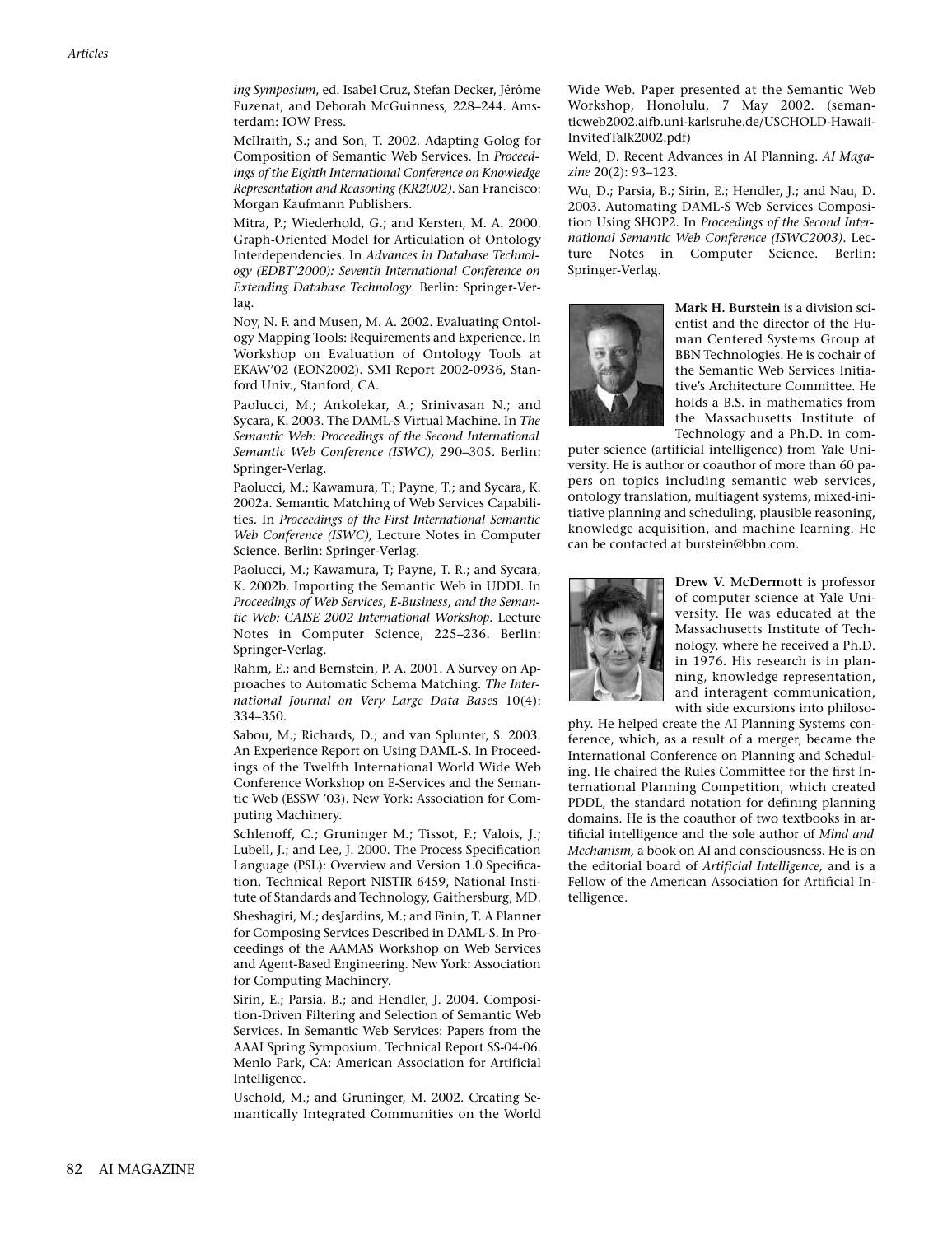*ing Symposium*, ed. Isabel Cruz, Stefan Decker, Jérôme Euzenat, and Deborah McGuinness*,* 228–244. Amsterdam: IOW Press.

McIlraith, S.; and Son, T. 2002. Adapting Golog for Composition of Semantic Web Services. In *Proceedings of the Eighth International Conference on Knowledge Representation and Reasoning (KR2002)*. San Francisco: Morgan Kaufmann Publishers.

Mitra, P.; Wiederhold, G.; and Kersten, M. A. 2000. Graph-Oriented Model for Articulation of Ontology Interdependencies. In *Advances in Database Technology (EDBT'2000): Seventh International Conference on Extending Database Technology*. Berlin: Springer-Verlag.

Noy, N. F. and Musen, M. A. 2002. Evaluating Ontology Mapping Tools: Requirements and Experience. In Workshop on Evaluation of Ontology Tools at EKAW'02 (EON2002). SMI Report 2002-0936, Stanford Univ., Stanford, CA.

Paolucci, M.; Ankolekar, A.; Srinivasan N.; and Sycara, K. 2003. The DAML-S Virtual Machine. In *The Semantic Web: Proceedings of the Second International Semantic Web Conference (ISWC),* 290–305. Berlin: Springer-Verlag.

Paolucci, M.; Kawamura, T.; Payne, T.; and Sycara, K. 2002a. Semantic Matching of Web Services Capabilities. In *Proceedings of the First International Semantic Web Conference (ISWC),* Lecture Notes in Computer Science. Berlin: Springer-Verlag.

Paolucci, M.; Kawamura, T; Payne, T. R.; and Sycara, K. 2002b. Importing the Semantic Web in UDDI. In *Proceedings of Web Services, E-Business, and the Semantic Web: CAISE 2002 International Workshop.* Lecture Notes in Computer Science, 225–236. Berlin: Springer-Verlag.

Rahm, E.; and Bernstein, P. A. 2001. A Survey on Approaches to Automatic Schema Matching. *The International Journal on Very Large Data Bases* 10(4): 334–350.

Sabou, M.; Richards, D.; and van Splunter, S. 2003. An Experience Report on Using DAML-S. In Proceedings of the Twelfth International World Wide Web Conference Workshop on E-Services and the Semantic Web (ESSW '03). New York: Association for Computing Machinery.

Schlenoff, C.; Gruninger M.; Tissot, F.; Valois, J.; Lubell, J.; and Lee, J. 2000. The Process Specification Language (PSL): Overview and Version 1.0 Specification. Technical Report NISTIR 6459, National Institute of Standards and Technology, Gaithersburg, MD.

Sheshagiri, M.; desJardins, M.; and Finin, T. A Planner for Composing Services Described in DAML-S. In Proceedings of the AAMAS Workshop on Web Services and Agent-Based Engineering. New York: Association for Computing Machinery.

Sirin, E.; Parsia, B.; and Hendler, J. 2004. Composition-Driven Filtering and Selection of Semantic Web Services. In Semantic Web Services: Papers from the AAAI Spring Symposium. Technical Report SS-04-06. Menlo Park, CA: American Association for Artificial Intelligence.

Uschold, M.; and Gruninger, M. 2002. Creating Semantically Integrated Communities on the World Wide Web. Paper presented at the Semantic Web Workshop, Honolulu, 7 May 2002. (semanticweb2002.aifb.uni-karlsruhe.de/USCHOLD-Hawaii-InvitedTalk2002.pdf)

Weld, D. Recent Advances in AI Planning. *AI Magazine* 20(2): 93–123.

Wu, D.; Parsia, B.; Sirin, E.; Hendler, J.; and Nau, D. 2003. Automating DAML-S Web Services Composition Using SHOP2. In *Proceedings of the Second International Semantic Web Conference (ISWC2003)*. Lecture Notes in Computer Science. Berlin: Springer-Verlag.

**Mark H. Burstein** is a division scientist and the director of the Human Centered Systems Group at BBN Technologies. He is cochair of the Semantic Web Services Initiative's Architecture Committee. He holds a B.S. in mathematics from the Massachusetts Institute of Technology and a Ph.D. in computer science (artificial intelligence) from Yale University. He is author or coauthor of more than 60 papers on topics including semantic web services, ontology translation, multiagent systems, mixed-initiative planning and scheduling, plausible reasoning, knowledge acquisition, and machine learning. He can be contacted at burstein@bbn.com.

**Drew V. McDermott** is professor of computer science at Yale University. He was educated at the Massachusetts Institute of Technology, where he received a Ph.D. in 1976. His research is in planning, knowledge representation, and interagent communication, with side excursions into philosophy. He helped create the AI Planning Systems conference, which, as a result of a merger, became the International Conference on Planning and Scheduling. He chaired the Rules Committee for the first International Planning Competition, which created PDDL, the standard notation for defining planning domains. He is the coauthor of two textbooks in artificial intelligence and the sole author of *Mind and Mechanism,* a book on AI and consciousness. He is on the editorial board of *Artificial Intelligence,* and is a Fellow of the American Association for Artificial Intelligence.